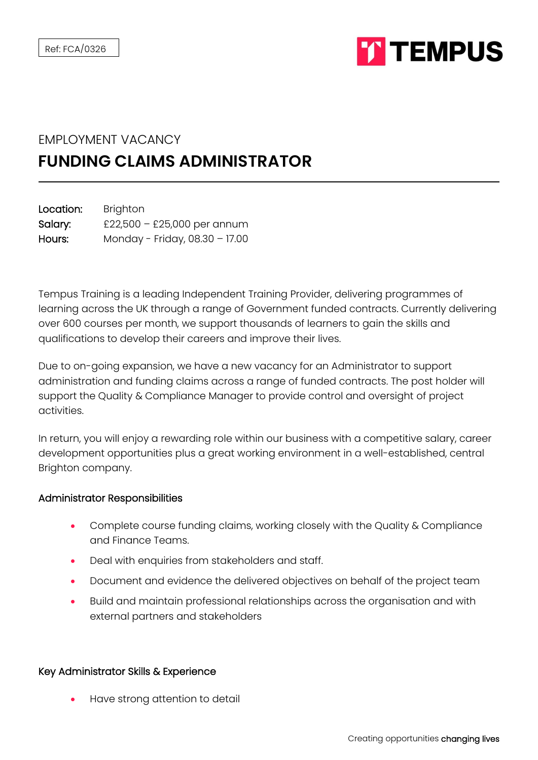Ref: FCA/0326

TEMPUS

EMPLOYMENT VACANCY

# FUNDING CLAIMS ADMINISTRATOR

| | |
|---|---|
| Location: | Brighton |
| Salary: | £22,500 – £25,000 per annum |
| Hours: | Monday - Friday, 08.30 – 17.00 |

Tempus Training is a leading Independent Training Provider, delivering programmes of learning across the UK through a range of Government funded contracts. Currently delivering over 600 courses per month, we support thousands of learners to gain the skills and qualifications to develop their careers and improve their lives.

Due to on-going expansion, we have a new vacancy for an Administrator to support administration and funding claims across a range of funded contracts. The post holder will support the Quality & Compliance Manager to provide control and oversight of project activities.

In return, you will enjoy a rewarding role within our business with a competitive salary, career development opportunities plus a great working environment in a well-established, central Brighton company.

## Administrator Responsibilities

- Complete course funding claims, working closely with the Quality & Compliance and Finance Teams.
- Deal with enquiries from stakeholders and staff.
- Document and evidence the delivered objectives on behalf of the project team
- Build and maintain professional relationships across the organisation and with external partners and stakeholders

## Key Administrator Skills & Experience

- Have strong attention to detail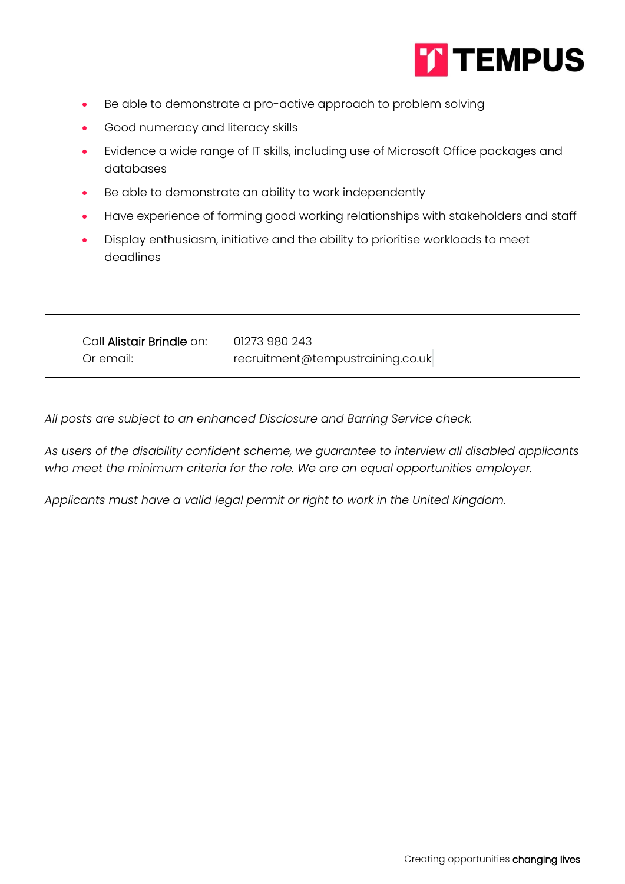- Be able to demonstrate a pro-active approach to problem solving
- Good numeracy and literacy skills
- Evidence a wide range of IT skills, including use of Microsoft Office packages and databases
- Be able to demonstrate an ability to work independently
- Have experience of forming good working relationships with stakeholders and staff
- Display enthusiasm, initiative and the ability to prioritise workloads to meet deadlines

---

| | |
|---|---|
| Call **Alistair Brindle** on: | 01273 980 243 |
| Or email: | recruitment@tempustraining.co.uk |

---

*All posts are subject to an enhanced Disclosure and Barring Service check.*

*As users of the disability confident scheme, we guarantee to interview all disabled applicants who meet the minimum criteria for the role. We are an equal opportunities employer.*

*Applicants must have a valid legal permit or right to work in the United Kingdom.*